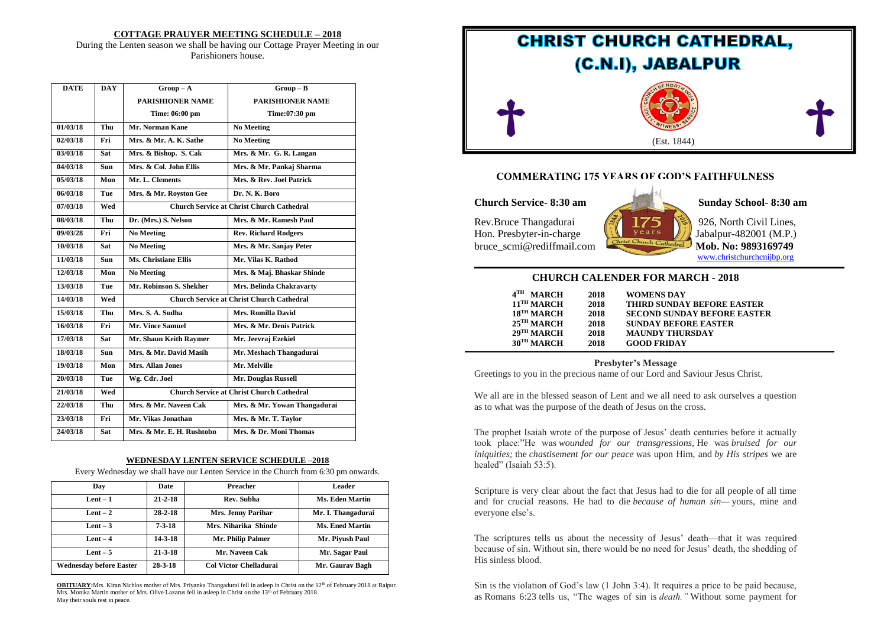## COTTAGE PRAUYER MEETING SCHEDULE – 2018

During the Lenten season we shall be having our Cottage Prayer Meeting in our Parishioners house.

| DATE | DAY | Group – A<br>PARISHIONER NAME<br>Time: 06:00 pm | Group – B<br>PARISHIONER NAME<br>Time:07:30 pm |
|---|---|---|---|
| 01/03/18 | Thu | Mr. Norman Kane | No Meeting |
| 02/03/18 | Fri | Mrs. & Mr. A. K. Sathe | No Meeting |
| 03/03/18 | Sat | Mrs. & Bishop. S. Cak | Mrs. & Mr. G. R. Langan |
| 04/03/18 | Sun | Mrs. & Col. John Ellis | Mrs. & Mr. Pankaj Sharma |
| 05/03/18 | Mon | Mr. L. Clements | Mrs. & Rev. Joel Patrick |
| 06/03/18 | Tue | Mrs. & Mr. Royston Gee | Dr. N. K. Boro |
| 07/03/18 | Wed | Church Service at Christ Church Cathedral | |
| 08/03/18 | Thu | Dr. (Mrs.) S. Nelson | Mrs. & Mr. Ramesh Paul |
| 09/03/28 | Fri | No Meeting | Rev. Richard Rodgers |
| 10/03/18 | Sat | No Meeting | Mrs. & Mr. Sanjay Peter |
| 11/03/18 | Sun | Ms. Christiane Ellis | Mr. Vilas K. Rathod |
| 12/03/18 | Mon | No Meeting | Mrs. & Maj. Bhaskar Shinde |
| 13/03/18 | Tue | Mr. Robinson S. Shekher | Mrs. Belinda Chakravarty |
| 14/03/18 | Wed | Church Service at Christ Church Cathedral | |
| 15/03/18 | Thu | Mrs. S. A. Sudha | Mrs. Romilla David |
| 16/03/18 | Fri | Mr. Vince Samuel | Mrs. & Mr. Denis Patrick |
| 17/03/18 | Sat | Mr. Shaun Keith Raymer | Mr. Jeevraj Ezekiel |
| 18/03/18 | Sun | Mrs. & Mr. David Masih | Mr. Meshach Thangadurai |
| 19/03/18 | Mon | Mrs. Allan Jones | Mr. Melville |
| 20/03/18 | Tue | Wg. Cdr. Joel | Mr. Douglas Russell |
| 21/03/18 | Wed | Church Service at Christ Church Cathedral | |
| 22/03/18 | Thu | Mrs. & Mr. Naveen Cak | Mrs. & Mr. Yowan Thangadurai |
| 23/03/18 | Fri | Mr. Vikas Jonathan | Mrs. & Mr. T. Taylor |
| 24/03/18 | Sat | Mrs. & Mr. E. H. Rushtobn | Mrs. & Dr. Moni Thomas |

## WEDNESDAY LENTEN SERVICE SCHEDULE –2018

Every Wednesday we shall have our Lenten Service in the Church from 6:30 pm onwards.

| Day | Date | Preacher | Leader |
|---|---|---|---|
| Lent – 1 | 21-2-18 | Rev. Subha | Ms. Eden Martin |
| Lent – 2 | 28-2-18 | Mrs. Jenny Parihar | Mr. I. Thangadurai |
| Lent – 3 | 7-3-18 | Mrs. Niharika Shinde | Ms. Ened Martin |
| Lent – 4 | 14-3-18 | Mr. Philip Palmer | Mr. Piyush Paul |
| Lent – 5 | 21-3-18 | Mr. Naveen Cak | Mr. Sagar Paul |
| Wednesday before Easter | 28-3-18 | Col Victor Chelladurai | Mr. Gaurav Bagh |

**OBITUARY:** Mrs. Kiran Nichlos mother of Mrs. Priyanka Thangadurai fell in asleep in Christ on the 12th of February 2018 at Raipur. Mrs. Monika Martin mother of Mrs. Olive Lazarus fell in asleep in Christ on the 13th of February 2018. May their souls rest in peace.

# CHRIST CHURCH CATHEDRAL, (C.N.I), JABALPUR

(Est. 1844)

### COMMERATING 175 YEARS OF GOD'S FAITHFULNESS

**Church Service- 8:30 am**

**Sunday School- 8:30 am**

Rev.Bruce Thangadurai
Hon. Presbyter-in-charge
bruce_scmi@rediffmail.com

926, North Civil Lines,
Jabalpur-482001 (M.P.)
**Mob. No: 9893169749**
www.christchurchcnijbp.org

## CHURCH CALENDER FOR MARCH - 2018

| | | |
|---|---|---|
| 4TH MARCH | 2018 | WOMENS DAY |
| 11TH MARCH | 2018 | THIRD SUNDAY BEFORE EASTER |
| 18TH MARCH | 2018 | SECOND SUNDAY BEFORE EASTER |
| 25TH MARCH | 2018 | SUNDAY BEFORE EASTER |
| 29TH MARCH | 2018 | MAUNDY THURSDAY |
| 30TH MARCH | 2018 | GOOD FRIDAY |

### Presbyter's Message

Greetings to you in the precious name of our Lord and Saviour Jesus Christ.

We all are in the blessed season of Lent and we all need to ask ourselves a question as to what was the purpose of the death of Jesus on the cross.

The prophet Isaiah wrote of the purpose of Jesus' death centuries before it actually took place:"He was *wounded for our transgressions,* He was *bruised for our iniquities;* the *chastisement for our peace* was upon Him, and *by His stripes* we are healed" (Isaiah 53:5).

Scripture is very clear about the fact that Jesus had to die for all people of all time and for crucial reasons. He had to die *because of human sin*— yours, mine and everyone else's.

The scriptures tells us about the necessity of Jesus' death—that it was required because of sin. Without sin, there would be no need for Jesus' death, the shedding of His sinless blood.

Sin is the violation of God's law (1 John 3:4). It requires a price to be paid because, as Romans 6:23 tells us, "The wages of sin is *death."* Without some payment for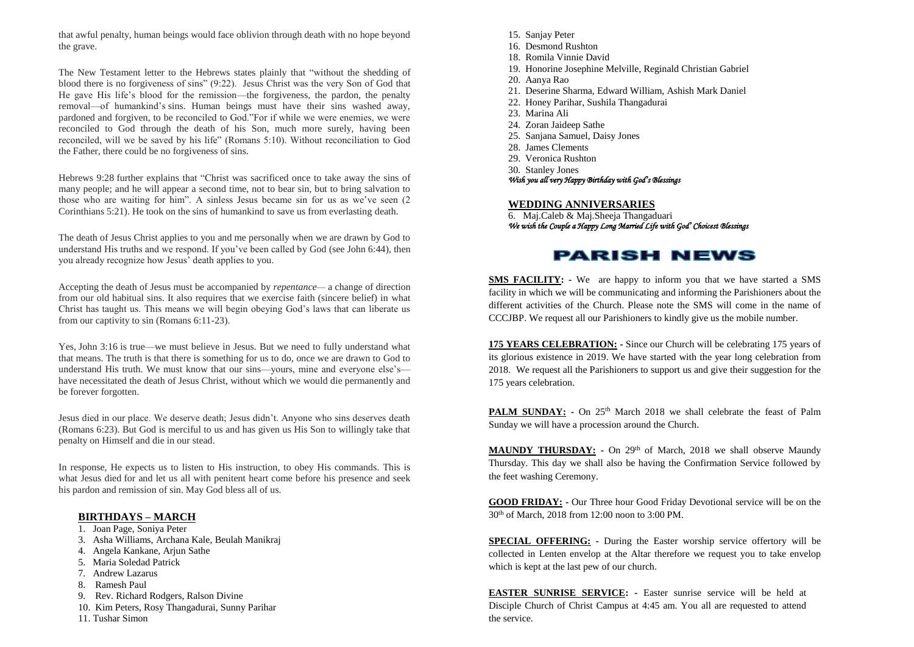that awful penalty, human beings would face oblivion through death with no hope beyond the grave.

The New Testament letter to the Hebrews states plainly that "without the shedding of blood there is no forgiveness of sins" (9:22). Jesus Christ was the very Son of God that He gave His life's blood for the remission—the forgiveness, the pardon, the penalty removal—of humankind's sins. Human beings must have their sins washed away, pardoned and forgiven, to be reconciled to God."For if while we were enemies, we were reconciled to God through the death of his Son, much more surely, having been reconciled, will we be saved by his life" (Romans 5:10). Without reconciliation to God the Father, there could be no forgiveness of sins.

Hebrews 9:28 further explains that "Christ was sacrificed once to take away the sins of many people; and he will appear a second time, not to bear sin, but to bring salvation to those who are waiting for him". A sinless Jesus became sin for us as we've seen (2 Corinthians 5:21). He took on the sins of humankind to save us from everlasting death.

The death of Jesus Christ applies to you and me personally when we are drawn by God to understand His truths and we respond. If you've been called by God (see John 6:44), then you already recognize how Jesus' death applies to you.

Accepting the death of Jesus must be accompanied by *repentance*— a change of direction from our old habitual sins. It also requires that we exercise faith (sincere belief) in what Christ has taught us. This means we will begin obeying God's laws that can liberate us from our captivity to sin (Romans 6:11-23).

Yes, John 3:16 is true—we must believe in Jesus. But we need to fully understand what that means. The truth is that there is something for us to do, once we are drawn to God to understand His truth. We must know that our sins—yours, mine and everyone else's—have necessitated the death of Jesus Christ, without which we would die permanently and be forever forgotten.

Jesus died in our place. We deserve death; Jesus didn't. Anyone who sins deserves death (Romans 6:23). But God is merciful to us and has given us His Son to willingly take that penalty on Himself and die in our stead.

In response, He expects us to listen to His instruction, to obey His commands. This is what Jesus died for and let us all with penitent heart come before his presence and seek his pardon and remission of sin. May God bless all of us.

## BIRTHDAYS – MARCH

1. Joan Page, Soniya Peter
3. Asha Williams, Archana Kale, Beulah Manikraj
4. Angela Kankane, Arjun Sathe
5. Maria Soledad Patrick
7. Andrew Lazarus
8. Ramesh Paul
9. Rev. Richard Rodgers, Ralson Divine
10. Kim Peters, Rosy Thangadurai, Sunny Parihar
11. Tushar Simon
15. Sanjay Peter
16. Desmond Rushton
18. Romila Vinnie David
19. Honorine Josephine Melville, Reginald Christian Gabriel
20. Aanya Rao
21. Deserine Sharma, Edward William, Ashish Mark Daniel
22. Honey Parihar, Sushila Thangadurai
23. Marina Ali
24. Zoran Jaideep Sathe
25. Sanjana Samuel, Daisy Jones
28. James Clements
29. Veronica Rushton
30. Stanley Jones

*Wish you all very Happy Birthday with God's Blessings*

## WEDDING ANNIVERSARIES

6. Maj.Caleb & Maj.Sheeja Thangaduari

*We wish the Couple a Happy Long Married Life with God' Choicest Blessings*

# PARISH NEWS

**SMS FACILITY:** - We are happy to inform you that we have started a SMS facility in which we will be communicating and informing the Parishioners about the different activities of the Church. Please note the SMS will come in the name of CCCJBP. We request all our Parishioners to kindly give us the mobile number.

**175 YEARS CELEBRATION:** - Since our Church will be celebrating 175 years of its glorious existence in 2019. We have started with the year long celebration from 2018. We request all the Parishioners to support us and give their suggestion for the 175 years celebration.

**PALM SUNDAY:** - On 25th March 2018 we shall celebrate the feast of Palm Sunday we will have a procession around the Church.

**MAUNDY THURSDAY:** - On 29th of March, 2018 we shall observe Maundy Thursday. This day we shall also be having the Confirmation Service followed by the feet washing Ceremony.

**GOOD FRIDAY:** - Our Three hour Good Friday Devotional service will be on the 30th of March, 2018 from 12:00 noon to 3:00 PM.

**SPECIAL OFFERING:** - During the Easter worship service offertory will be collected in Lenten envelop at the Altar therefore we request you to take envelop which is kept at the last pew of our church.

**EASTER SUNRISE SERVICE:** - Easter sunrise service will be held at Disciple Church of Christ Campus at 4:45 am. You all are requested to attend the service.